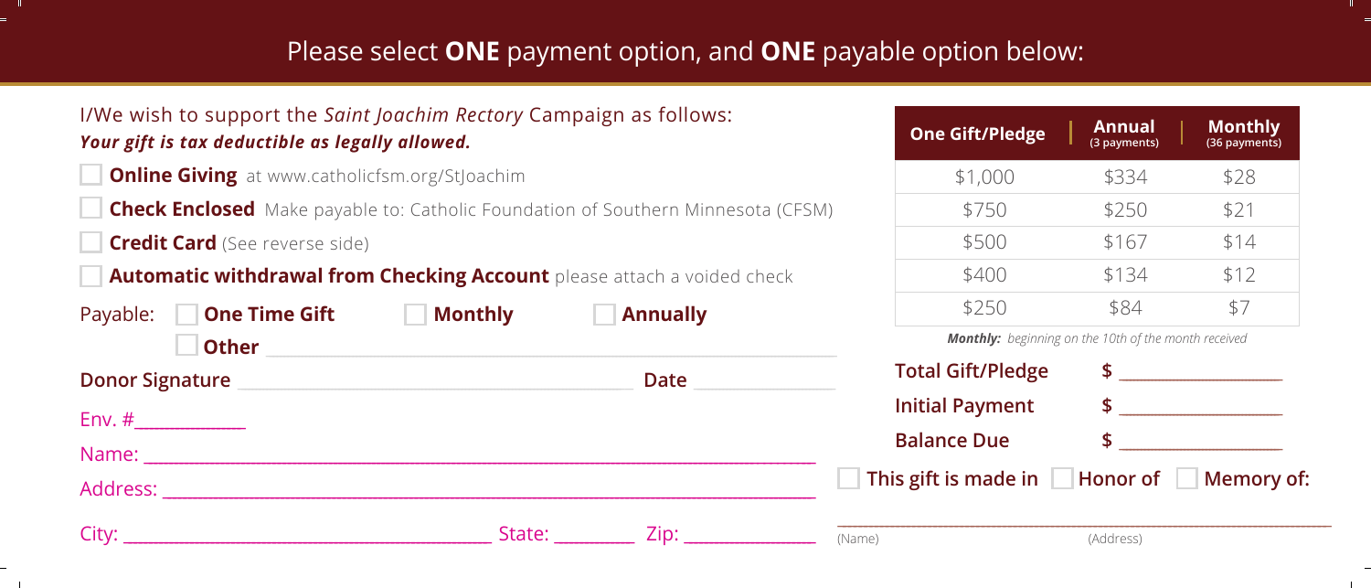## Please select **ONE** payment option, and **ONE** payable option below:

I/We wish to support the *Saint Joachim Rectory* Campaign as follows:
***Your gift is tax deductible as legally allowed.***

- ☐ **Online Giving** at www.catholicfsm.org/StJoachim
- ☐ **Check Enclosed** Make payable to: Catholic Foundation of Southern Minnesota (CFSM)
- ☐ **Credit Card** (See reverse side)
- ☐ **Automatic withdrawal from Checking Account** please attach a voided check

Payable: ☐ **One Time Gift** ☐ **Monthly** ☐ **Annually**

☐ **Other** ______________________________

**Donor Signature** ______________________________ **Date** ______________

Env. #____________

Name: ______________________________

Address: ______________________________

City: ______________________________ State: _________ Zip: ______________

| One Gift/Pledge | Annual (3 payments) | Monthly (36 payments) |
|---|---|---|
| $1,000 | $334 | $28 |
| $750 | $250 | $21 |
| $500 | $167 | $14 |
| $400 | $134 | $12 |
| $250 | $84 | $7 |

***Monthly:** beginning on the 10th of the month received*

**Total Gift/Pledge** **$** ________________

**Initial Payment** **$** ________________

**Balance Due** **$** ________________

☐ **This gift is made in** ☐ **Honor of** ☐ **Memory of:**

______________________________
(Name) (Address)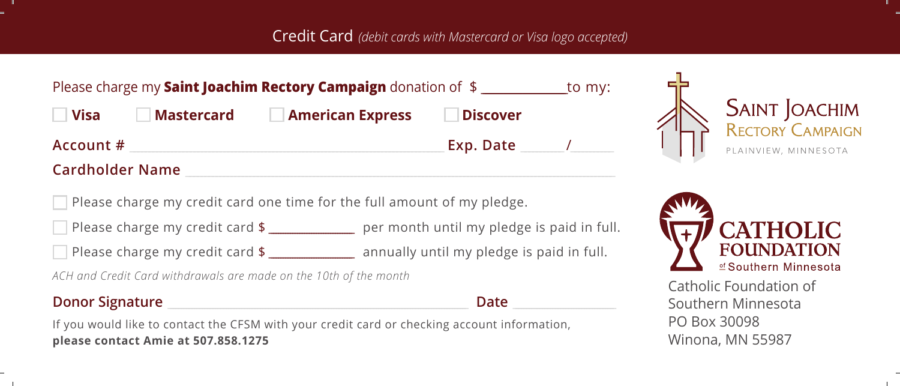## Credit Card *(debit cards with Mastercard or Visa logo accepted)*

Please charge my **Saint Joachim Rectory Campaign** donation of $ ____________ to my:

☐ **Visa** ☐ **Mastercard** ☐ **American Express** ☐ **Discover**

**Account #** ________________________________________ **Exp. Date** ______/______

**Cardholder Name** ____________________________________________________________

☐ Please charge my credit card one time for the full amount of my pledge.

☐ Please charge my credit card $ ____________ per month until my pledge is paid in full.

☐ Please charge my credit card $ ____________ annually until my pledge is paid in full.

*ACH and Credit Card withdrawals are made on the 10th of the month*

**Donor Signature** ________________________________________ **Date** ______________

If you would like to contact the CFSM with your credit card or checking account information, **please contact Amie at 507.858.1275**

Saint Joachim
Rectory Campaign
PLAINVIEW, MINNESOTA

CATHOLIC FOUNDATION of Southern Minnesota

Catholic Foundation of
Southern Minnesota
PO Box 30098
Winona, MN 55987